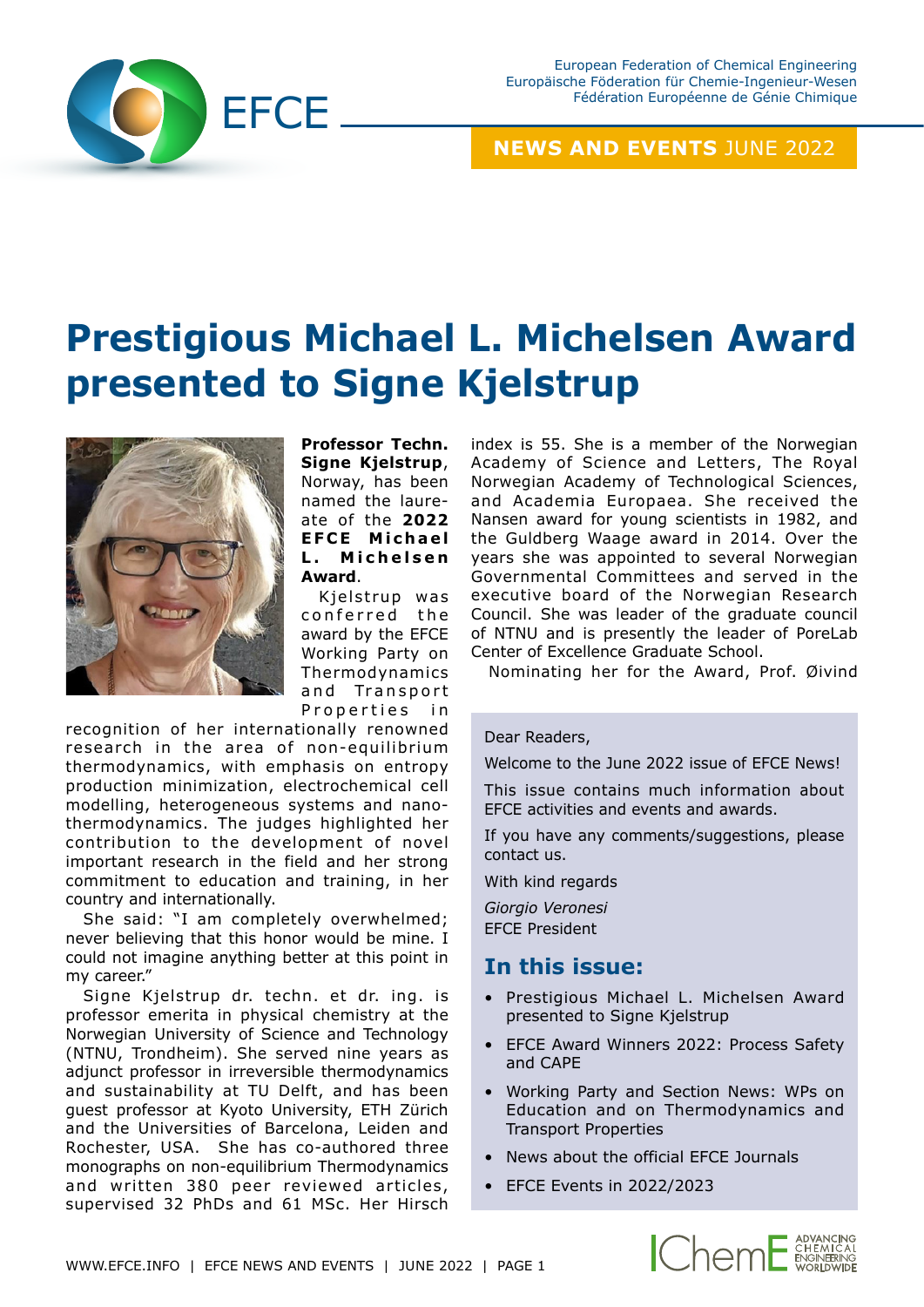European Federation of Chemical Engineering
Europäische Föderation für Chemie-Ingenieur-Wesen
Fédération Européenne de Génie Chimique

**NEWS AND EVENTS** JUNE 2022

# Prestigious Michael L. Michelsen Award presented to Signe Kjelstrup

**Professor Techn. Signe Kjelstrup**, Norway, has been named the laureate of the **2022 EFCE Michael L. Michelsen Award**.

Kjelstrup was conferred the award by the EFCE Working Party on Thermodynamics and Transport Properties in recognition of her internationally renowned research in the area of non-equilibrium thermodynamics, with emphasis on entropy production minimization, electrochemical cell modelling, heterogeneous systems and nano-thermodynamics. The judges highlighted her contribution to the development of novel important research in the field and her strong commitment to education and training, in her country and internationally.

She said: "I am completely overwhelmed; never believing that this honor would be mine. I could not imagine anything better at this point in my career."

Signe Kjelstrup dr. techn. et dr. ing. is professor emerita in physical chemistry at the Norwegian University of Science and Technology (NTNU, Trondheim). She served nine years as adjunct professor in irreversible thermodynamics and sustainability at TU Delft, and has been guest professor at Kyoto University, ETH Zürich and the Universities of Barcelona, Leiden and Rochester, USA. She has co-authored three monographs on non-equilibrium Thermodynamics and written 380 peer reviewed articles, supervised 32 PhDs and 61 MSc. Her Hirsch index is 55. She is a member of the Norwegian Academy of Science and Letters, The Royal Norwegian Academy of Technological Sciences, and Academia Europaea. She received the Nansen award for young scientists in 1982, and the Guldberg Waage award in 2014. Over the years she was appointed to several Norwegian Governmental Committees and served in the executive board of the Norwegian Research Council. She was leader of the graduate council of NTNU and is presently the leader of PoreLab Center of Excellence Graduate School.

Nominating her for the Award, Prof. Øivind

---

Dear Readers,

Welcome to the June 2022 issue of EFCE News!

This issue contains much information about EFCE activities and events and awards.

If you have any comments/suggestions, please contact us.

With kind regards

*Giorgio Veronesi*
EFCE President

## In this issue:

- Prestigious Michael L. Michelsen Award presented to Signe Kjelstrup
- EFCE Award Winners 2022: Process Safety and CAPE
- Working Party and Section News: WPs on Education and on Thermodynamics and Transport Properties
- News about the official EFCE Journals
- EFCE Events in 2022/2023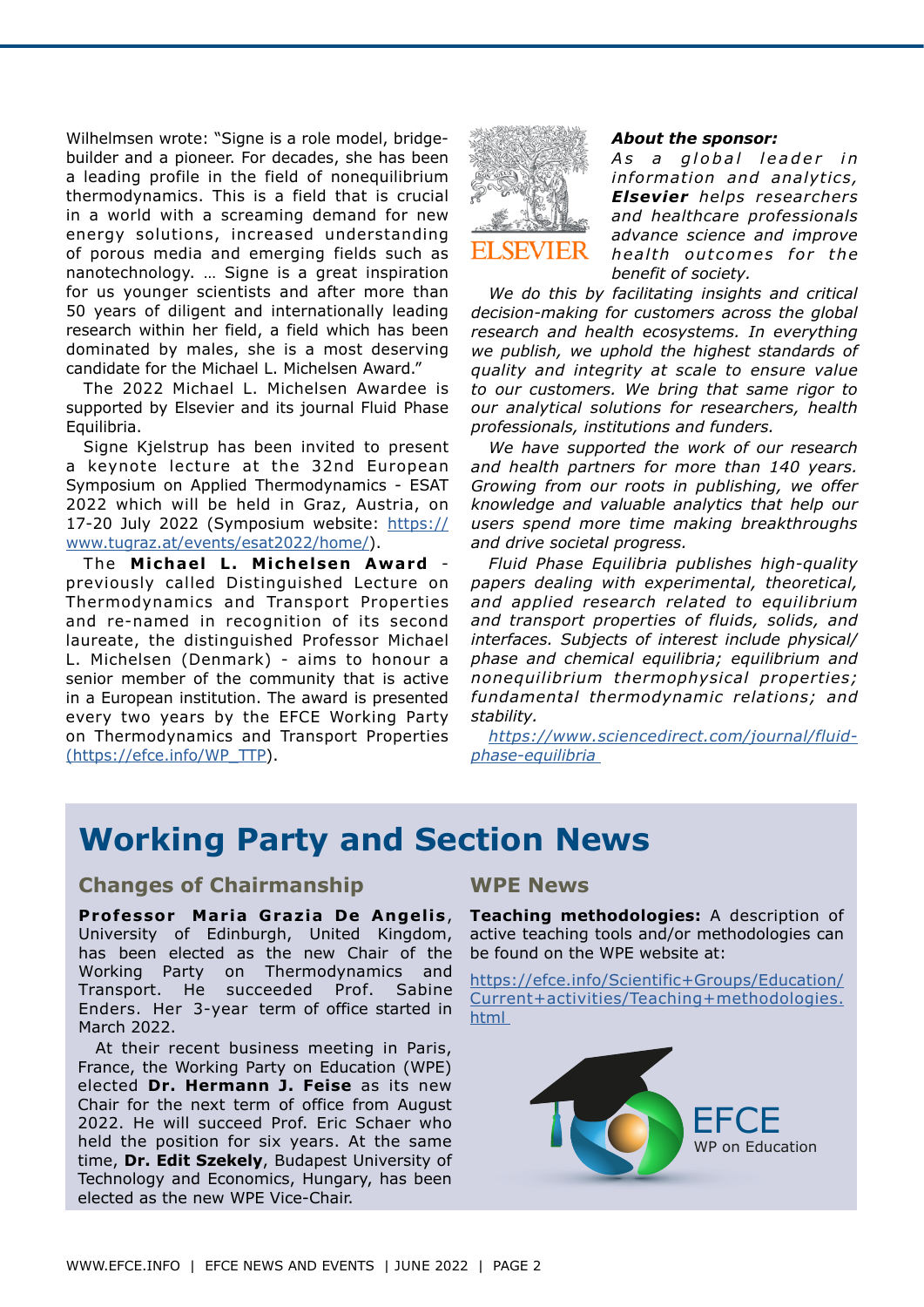Wilhelmsen wrote: "Signe is a role model, bridge-builder and a pioneer. For decades, she has been a leading profile in the field of nonequilibrium thermodynamics. This is a field that is crucial in a world with a screaming demand for new energy solutions, increased understanding of porous media and emerging fields such as nanotechnology. … Signe is a great inspiration for us younger scientists and after more than 50 years of diligent and internationally leading research within her field, a field which has been dominated by males, she is a most deserving candidate for the Michael L. Michelsen Award."

The 2022 Michael L. Michelsen Awardee is supported by Elsevier and its journal Fluid Phase Equilibria.

Signe Kjelstrup has been invited to present a keynote lecture at the 32nd European Symposium on Applied Thermodynamics - ESAT 2022 which will be held in Graz, Austria, on 17-20 July 2022 (Symposium website: https://www.tugraz.at/events/esat2022/home/).

The **Michael L. Michelsen Award** - previously called Distinguished Lecture on Thermodynamics and Transport Properties and re-named in recognition of its second laureate, the distinguished Professor Michael L. Michelsen (Denmark) - aims to honour a senior member of the community that is active in a European institution. The award is presented every two years by the EFCE Working Party on Thermodynamics and Transport Properties (https://efce.info/WP_TTP).

***About the sponsor:***

*As a global leader in information and analytics, **Elsevier** helps researchers and healthcare professionals advance science and improve health outcomes for the benefit of society.*

*We do this by facilitating insights and critical decision-making for customers across the global research and health ecosystems. In everything we publish, we uphold the highest standards of quality and integrity at scale to ensure value to our customers. We bring that same rigor to our analytical solutions for researchers, health professionals, institutions and funders.*

*We have supported the work of our research and health partners for more than 140 years. Growing from our roots in publishing, we offer knowledge and valuable analytics that help our users spend more time making breakthroughs and drive societal progress.*

*Fluid Phase Equilibria publishes high-quality papers dealing with experimental, theoretical, and applied research related to equilibrium and transport properties of fluids, solids, and interfaces. Subjects of interest include physical/phase and chemical equilibria; equilibrium and nonequilibrium thermophysical properties; fundamental thermodynamic relations; and stability.*

*https://www.sciencedirect.com/journal/fluid-phase-equilibria*

# Working Party and Section News

## Changes of Chairmanship

**Professor Maria Grazia De Angelis**, University of Edinburgh, United Kingdom, has been elected as the new Chair of the Working Party on Thermodynamics and Transport. He succeeded Prof. Sabine Enders. Her 3-year term of office started in March 2022.

At their recent business meeting in Paris, France, the Working Party on Education (WPE) elected **Dr. Hermann J. Feise** as its new Chair for the next term of office from August 2022. He will succeed Prof. Eric Schaer who held the position for six years. At the same time, **Dr. Edit Szekely**, Budapest University of Technology and Economics, Hungary, has been elected as the new WPE Vice-Chair.

## WPE News

**Teaching methodologies:** A description of active teaching tools and/or methodologies can be found on the WPE website at:

https://efce.info/Scientific+Groups/Education/Current+activities/Teaching+methodologies.html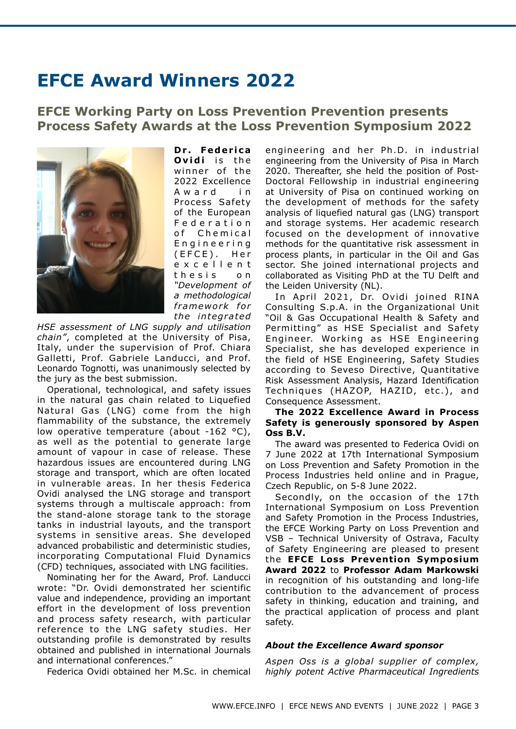# EFCE Award Winners 2022

## EFCE Working Party on Loss Prevention Prevention presents Process Safety Awards at the Loss Prevention Symposium 2022

**Dr. Federica Ovidi** is the winner of the 2022 Excellence Award in Process Safety of the European Federation of Chemical Engineering (EFCE). Her excellent thesis on *"Development of a methodological framework for the integrated HSE assessment of LNG supply and utilisation chain"*, completed at the University of Pisa, Italy, under the supervision of Prof. Chiara Galletti, Prof. Gabriele Landucci, and Prof. Leonardo Tognotti, was unanimously selected by the jury as the best submission.

Operational, technological, and safety issues in the natural gas chain related to Liquefied Natural Gas (LNG) come from the high flammability of the substance, the extremely low operative temperature (about -162 °C), as well as the potential to generate large amount of vapour in case of release. These hazardous issues are encountered during LNG storage and transport, which are often located in vulnerable areas. In her thesis Federica Ovidi analysed the LNG storage and transport systems through a multiscale approach: from the stand-alone storage tank to the storage tanks in industrial layouts, and the transport systems in sensitive areas. She developed advanced probabilistic and deterministic studies, incorporating Computational Fluid Dynamics (CFD) techniques, associated with LNG facilities.

Nominating her for the Award, Prof. Landucci wrote: "Dr. Ovidi demonstrated her scientific value and independence, providing an important effort in the development of loss prevention and process safety research, with particular reference to the LNG safety studies. Her outstanding profile is demonstrated by results obtained and published in international Journals and international conferences."

Federica Ovidi obtained her M.Sc. in chemical engineering and her Ph.D. in industrial engineering from the University of Pisa in March 2020. Thereafter, she held the position of Post-Doctoral Fellowship in industrial engineering at University of Pisa on continued working on the development of methods for the safety analysis of liquefied natural gas (LNG) transport and storage systems. Her academic research focused on the development of innovative methods for the quantitative risk assessment in process plants, in particular in the Oil and Gas sector. She joined international projects and collaborated as Visiting PhD at the TU Delft and the Leiden University (NL).

In April 2021, Dr. Ovidi joined RINA Consulting S.p.A. in the Organizational Unit "Oil & Gas Occupational Health & Safety and Safety Permitting" as HSE Specialist and Safety Engineer. Working as HSE Engineering Specialist, she has developed experience in the field of HSE Engineering, Safety Studies according to Seveso Directive, Quantitative Risk Assessment Analysis, Hazard Identification Techniques (HAZOP, HAZID, etc.), and Consequence Assessment.

**The 2022 Excellence Award in Process Safety is generously sponsored by Aspen Oss B.V.**

The award was presented to Federica Ovidi on 7 June 2022 at 17th International Symposium on Loss Prevention and Safety Promotion in the Process Industries held online and in Prague, Czech Republic, on 5-8 June 2022.

Secondly, on the occasion of the 17th International Symposium on Loss Prevention and Safety Promotion in the Process Industries, the EFCE Working Party on Loss Prevention and VSB – Technical University of Ostrava, Faculty of Safety Engineering are pleased to present the **EFCE Loss Prevention Symposium Award 2022** to **Professor Adam Markowski** in recognition of his outstanding and long-life contribution to the advancement of process safety in thinking, education and training, and the practical application of process and plant safety.

***About the Excellence Award sponsor***

*Aspen Oss is a global supplier of complex, highly potent Active Pharmaceutical Ingredients*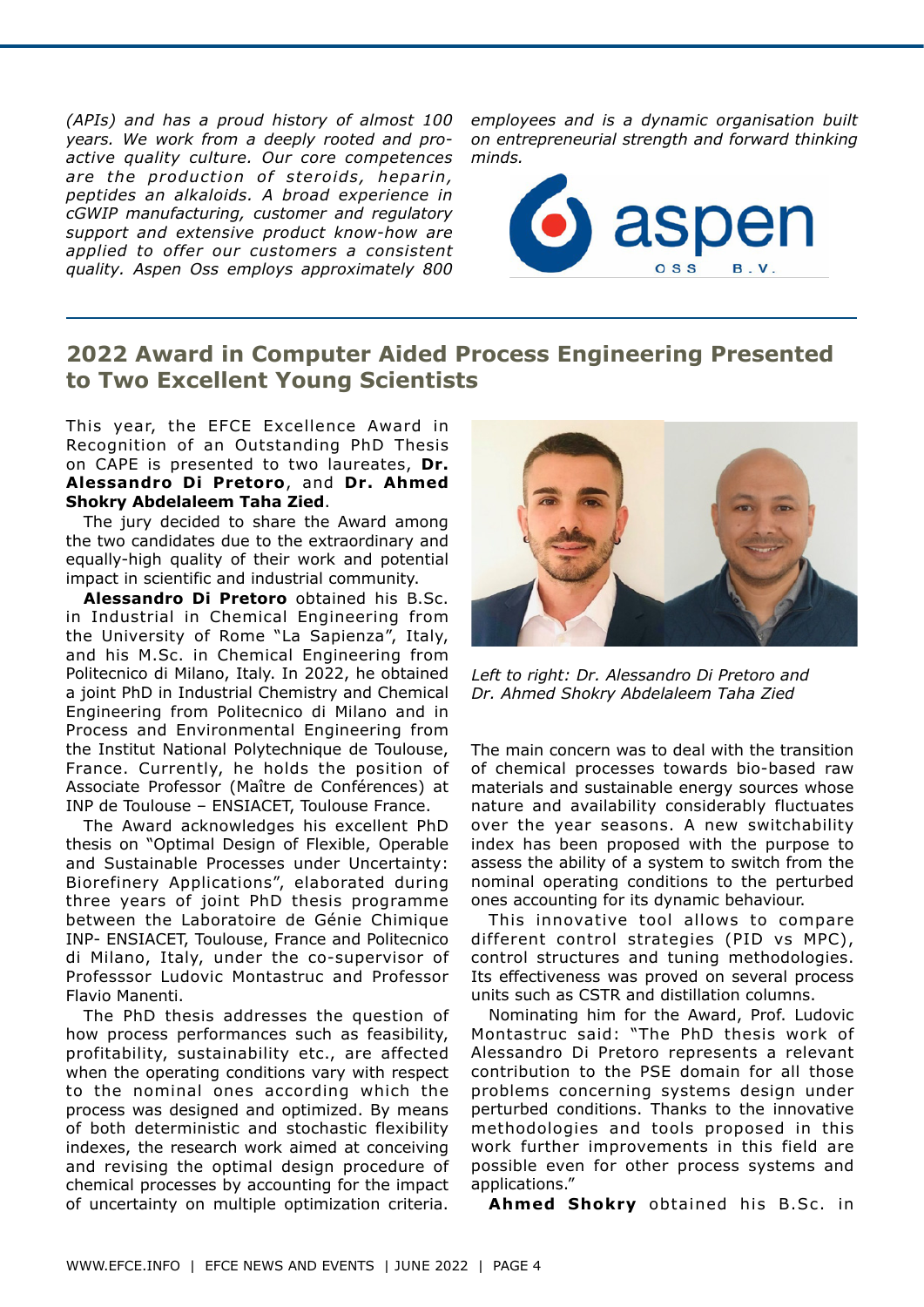*(APIs) and has a proud history of almost 100 years. We work from a deeply rooted and pro-active quality culture. Our core competences are the production of steroids, heparin, peptides an alkaloids. A broad experience in cGWIP manufacturing, customer and regulatory support and extensive product know-how are applied to offer our customers a consistent quality. Aspen Oss employs approximately 800 employees and is a dynamic organisation built on entrepreneurial strength and forward thinking minds.*

## 2022 Award in Computer Aided Process Engineering Presented to Two Excellent Young Scientists

This year, the EFCE Excellence Award in Recognition of an Outstanding PhD Thesis on CAPE is presented to two laureates, **Dr. Alessandro Di Pretoro**, and **Dr. Ahmed Shokry Abdelaleem Taha Zied**.

The jury decided to share the Award among the two candidates due to the extraordinary and equally-high quality of their work and potential impact in scientific and industrial community.

*Left to right: Dr. Alessandro Di Pretoro and Dr. Ahmed Shokry Abdelaleem Taha Zied*

**Alessandro Di Pretoro** obtained his B.Sc. in Industrial in Chemical Engineering from the University of Rome "La Sapienza", Italy, and his M.Sc. in Chemical Engineering from Politecnico di Milano, Italy. In 2022, he obtained a joint PhD in Industrial Chemistry and Chemical Engineering from Politecnico di Milano and in Process and Environmental Engineering from the Institut National Polytechnique de Toulouse, France. Currently, he holds the position of Associate Professor (Maître de Conférences) at INP de Toulouse – ENSIACET, Toulouse France.

The Award acknowledges his excellent PhD thesis on "Optimal Design of Flexible, Operable and Sustainable Processes under Uncertainty: Biorefinery Applications", elaborated during three years of joint PhD thesis programme between the Laboratoire de Génie Chimique INP- ENSIACET, Toulouse, France and Politecnico di Milano, Italy, under the co-supervisor of Professsor Ludovic Montastruc and Professor Flavio Manenti.

The PhD thesis addresses the question of how process performances such as feasibility, profitability, sustainability etc., are affected when the operating conditions vary with respect to the nominal ones according which the process was designed and optimized. By means of both deterministic and stochastic flexibility indexes, the research work aimed at conceiving and revising the optimal design procedure of chemical processes by accounting for the impact of uncertainty on multiple optimization criteria. The main concern was to deal with the transition of chemical processes towards bio-based raw materials and sustainable energy sources whose nature and availability considerably fluctuates over the year seasons. A new switchability index has been proposed with the purpose to assess the ability of a system to switch from the nominal operating conditions to the perturbed ones accounting for its dynamic behaviour.

This innovative tool allows to compare different control strategies (PID vs MPC), control structures and tuning methodologies. Its effectiveness was proved on several process units such as CSTR and distillation columns.

Nominating him for the Award, Prof. Ludovic Montastruc said: "The PhD thesis work of Alessandro Di Pretoro represents a relevant contribution to the PSE domain for all those problems concerning systems design under perturbed conditions. Thanks to the innovative methodologies and tools proposed in this work further improvements in this field are possible even for other process systems and applications."

**Ahmed Shokry** obtained his B.Sc. in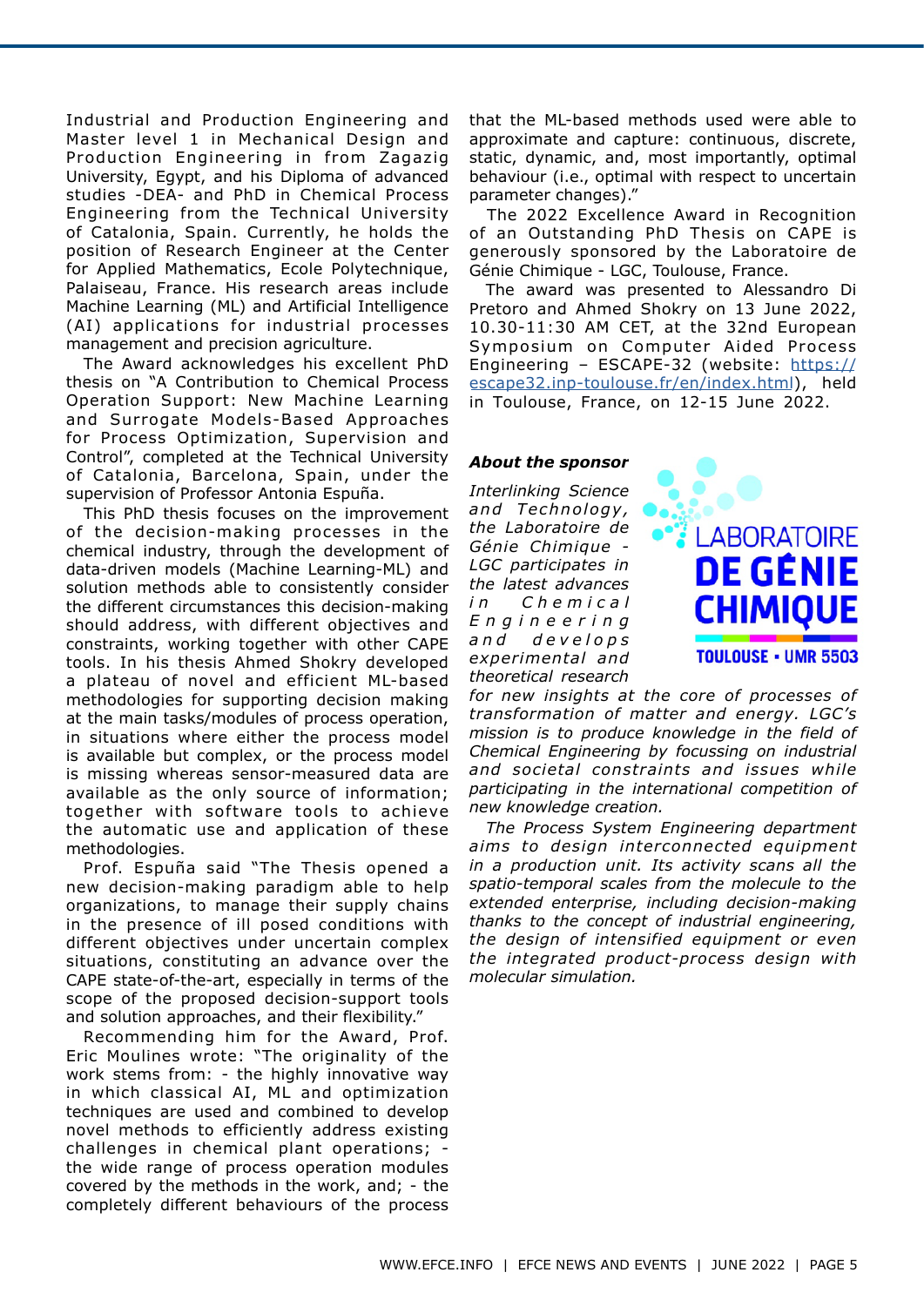Industrial and Production Engineering and Master level 1 in Mechanical Design and Production Engineering in from Zagazig University, Egypt, and his Diploma of advanced studies -DEA- and PhD in Chemical Process Engineering from the Technical University of Catalonia, Spain. Currently, he holds the position of Research Engineer at the Center for Applied Mathematics, Ecole Polytechnique, Palaiseau, France. His research areas include Machine Learning (ML) and Artificial Intelligence (AI) applications for industrial processes management and precision agriculture.

The Award acknowledges his excellent PhD thesis on "A Contribution to Chemical Process Operation Support: New Machine Learning and Surrogate Models-Based Approaches for Process Optimization, Supervision and Control", completed at the Technical University of Catalonia, Barcelona, Spain, under the supervision of Professor Antonia Espuña.

This PhD thesis focuses on the improvement of the decision-making processes in the chemical industry, through the development of data-driven models (Machine Learning-ML) and solution methods able to consistently consider the different circumstances this decision-making should address, with different objectives and constraints, working together with other CAPE tools. In his thesis Ahmed Shokry developed a plateau of novel and efficient ML-based methodologies for supporting decision making at the main tasks/modules of process operation, in situations where either the process model is available but complex, or the process model is missing whereas sensor-measured data are available as the only source of information; together with software tools to achieve the automatic use and application of these methodologies.

Prof. Espuña said "The Thesis opened a new decision-making paradigm able to help organizations, to manage their supply chains in the presence of ill posed conditions with different objectives under uncertain complex situations, constituting an advance over the CAPE state-of-the-art, especially in terms of the scope of the proposed decision-support tools and solution approaches, and their flexibility."

Recommending him for the Award, Prof. Eric Moulines wrote: "The originality of the work stems from: - the highly innovative way in which classical AI, ML and optimization techniques are used and combined to develop novel methods to efficiently address existing challenges in chemical plant operations; - the wide range of process operation modules covered by the methods in the work, and; - the completely different behaviours of the process that the ML-based methods used were able to approximate and capture: continuous, discrete, static, dynamic, and, most importantly, optimal behaviour (i.e., optimal with respect to uncertain parameter changes)."

The 2022 Excellence Award in Recognition of an Outstanding PhD Thesis on CAPE is generously sponsored by the Laboratoire de Génie Chimique - LGC, Toulouse, France.

The award was presented to Alessandro Di Pretoro and Ahmed Shokry on 13 June 2022, 10.30-11:30 AM CET, at the 32nd European Symposium on Computer Aided Process Engineering – ESCAPE-32 (website: https://escape32.inp-toulouse.fr/en/index.html), held in Toulouse, France, on 12-15 June 2022.

***About the sponsor***

LABORATOIRE DE GÉNIE CHIMIQUE TOULOUSE • UMR 5503

*Interlinking Science and Technology, the Laboratoire de Génie Chimique - LGC participates in the latest advances in Chemical Engineering and develops experimental and theoretical research for new insights at the core of processes of transformation of matter and energy. LGC's mission is to produce knowledge in the field of Chemical Engineering by focussing on industrial and societal constraints and issues while participating in the international competition of new knowledge creation.*

*The Process System Engineering department aims to design interconnected equipment in a production unit. Its activity scans all the spatio-temporal scales from the molecule to the extended enterprise, including decision-making thanks to the concept of industrial engineering, the design of intensified equipment or even the integrated product-process design with molecular simulation.*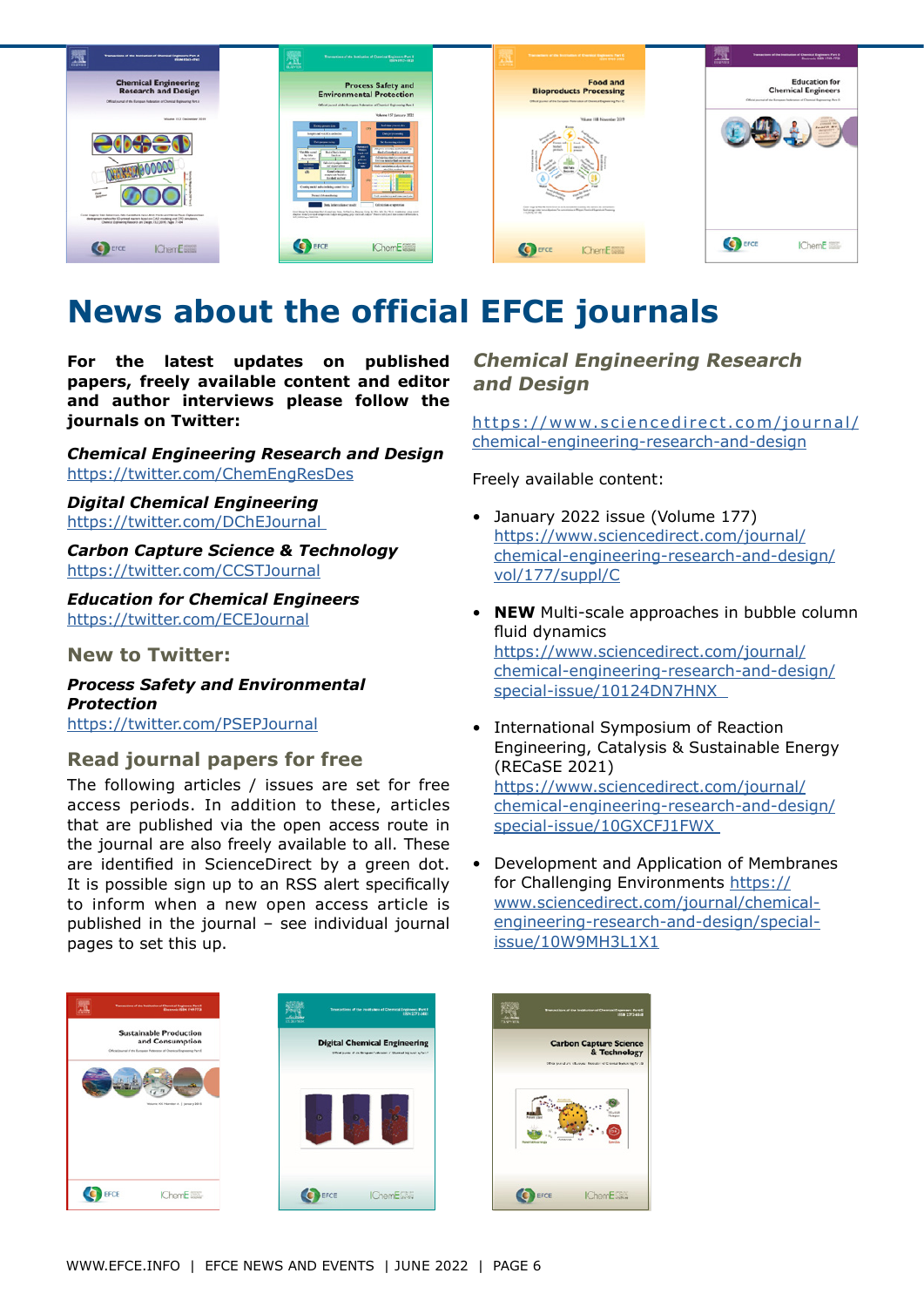# News about the official EFCE journals

**For the latest updates on published papers, freely available content and editor and author interviews please follow the journals on Twitter:**

***Chemical Engineering Research and Design***
https://twitter.com/ChemEngResDes

***Digital Chemical Engineering***
https://twitter.com/DChEJournal

***Carbon Capture Science & Technology***
https://twitter.com/CCSTJournal

***Education for Chemical Engineers***
https://twitter.com/ECEJournal

## New to Twitter:

***Process Safety and Environmental Protection***
https://twitter.com/PSEPJournal

## Read journal papers for free

The following articles / issues are set for free access periods. In addition to these, articles that are published via the open access route in the journal are also freely available to all. These are identified in ScienceDirect by a green dot. It is possible sign up to an RSS alert specifically to inform when a new open access article is published in the journal – see individual journal pages to set this up.

## *Chemical Engineering Research and Design*

https://www.sciencedirect.com/journal/chemical-engineering-research-and-design

Freely available content:

- January 2022 issue (Volume 177) https://www.sciencedirect.com/journal/chemical-engineering-research-and-design/vol/177/suppl/C
- **NEW** Multi-scale approaches in bubble column fluid dynamics https://www.sciencedirect.com/journal/chemical-engineering-research-and-design/special-issue/10124DN7HNX
- International Symposium of Reaction Engineering, Catalysis & Sustainable Energy (RECaSE 2021) https://www.sciencedirect.com/journal/chemical-engineering-research-and-design/special-issue/10GXCFJ1FWX
- Development and Application of Membranes for Challenging Environments https://www.sciencedirect.com/journal/chemical-engineering-research-and-design/special-issue/10W9MH3L1X1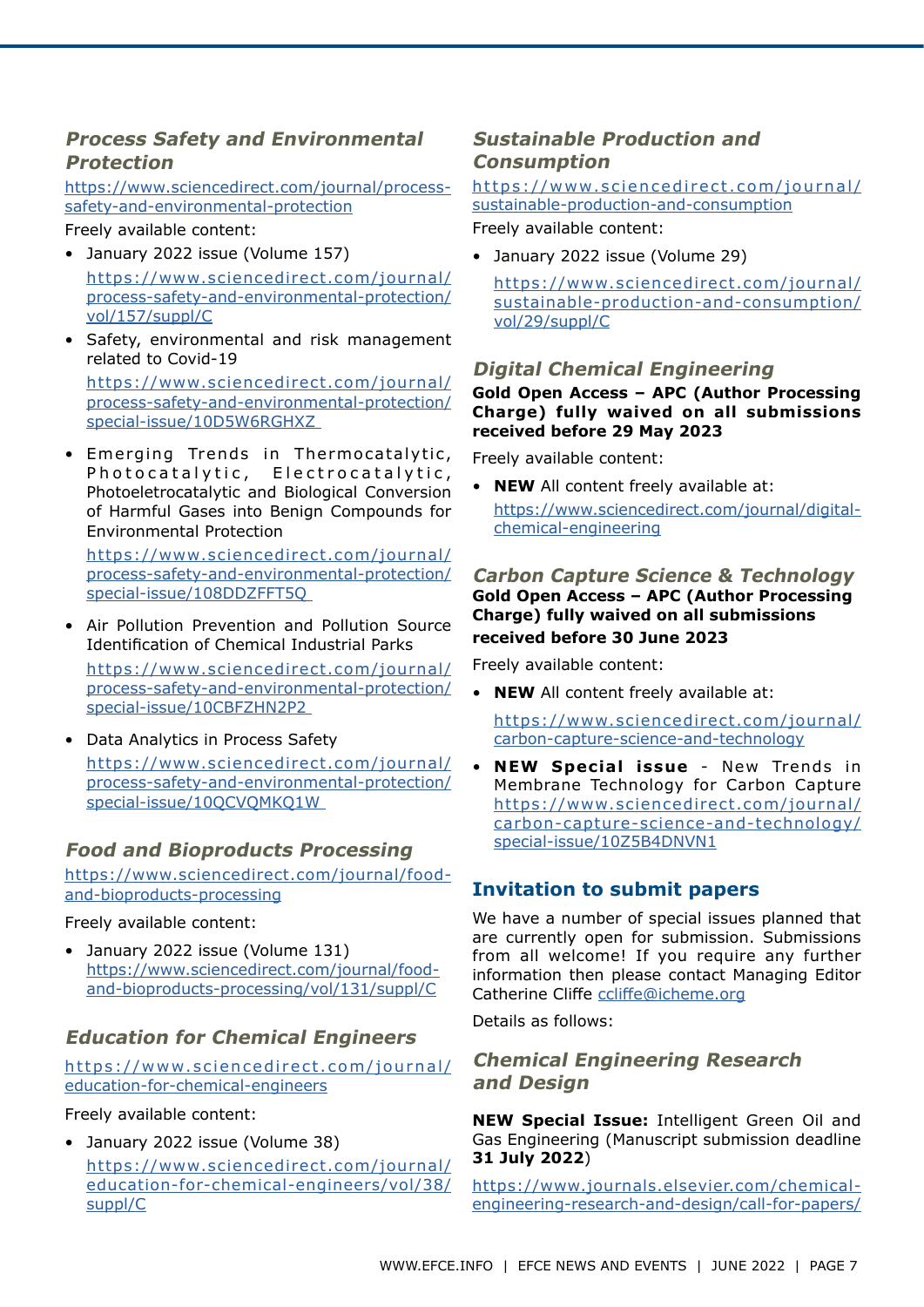### *Process Safety and Environmental Protection*

https://www.sciencedirect.com/journal/process-safety-and-environmental-protection

Freely available content:

- January 2022 issue (Volume 157)
  https://www.sciencedirect.com/journal/process-safety-and-environmental-protection/vol/157/suppl/C
- Safety, environmental and risk management related to Covid-19
  https://www.sciencedirect.com/journal/process-safety-and-environmental-protection/special-issue/10D5W6RGHXZ
- Emerging Trends in Thermocatalytic, Photocatalytic, Electrocatalytic, Photoeletrocatalytic and Biological Conversion of Harmful Gases into Benign Compounds for Environmental Protection
  https://www.sciencedirect.com/journal/process-safety-and-environmental-protection/special-issue/108DDZFFT5Q
- Air Pollution Prevention and Pollution Source Identification of Chemical Industrial Parks
  https://www.sciencedirect.com/journal/process-safety-and-environmental-protection/special-issue/10CBFZHN2P2
- Data Analytics in Process Safety
  https://www.sciencedirect.com/journal/process-safety-and-environmental-protection/special-issue/10QCVQMKQ1W

### *Food and Bioproducts Processing*

https://www.sciencedirect.com/journal/food-and-bioproducts-processing

Freely available content:

- January 2022 issue (Volume 131)
  https://www.sciencedirect.com/journal/food-and-bioproducts-processing/vol/131/suppl/C

### *Education for Chemical Engineers*

https://www.sciencedirect.com/journal/education-for-chemical-engineers

Freely available content:

- January 2022 issue (Volume 38)
  https://www.sciencedirect.com/journal/education-for-chemical-engineers/vol/38/suppl/C

### *Sustainable Production and Consumption*

https://www.sciencedirect.com/journal/sustainable-production-and-consumption

Freely available content:

- January 2022 issue (Volume 29)
  https://www.sciencedirect.com/journal/sustainable-production-and-consumption/vol/29/suppl/C

### *Digital Chemical Engineering*

**Gold Open Access – APC (Author Processing Charge) fully waived on all submissions received before 29 May 2023**

Freely available content:

- **NEW** All content freely available at:
  https://www.sciencedirect.com/journal/digital-chemical-engineering

### *Carbon Capture Science & Technology*

**Gold Open Access – APC (Author Processing Charge) fully waived on all submissions received before 30 June 2023**

Freely available content:

- **NEW** All content freely available at:
  https://www.sciencedirect.com/journal/carbon-capture-science-and-technology
- **NEW Special issue** - New Trends in Membrane Technology for Carbon Capture
  https://www.sciencedirect.com/journal/carbon-capture-science-and-technology/special-issue/10Z5B4DNVN1

## Invitation to submit papers

We have a number of special issues planned that are currently open for submission. Submissions from all welcome! If you require any further information then please contact Managing Editor Catherine Cliffe ccliffe@icheme.org

Details as follows:

### *Chemical Engineering Research and Design*

**NEW Special Issue:** Intelligent Green Oil and Gas Engineering (Manuscript submission deadline **31 July 2022**)

https://www.journals.elsevier.com/chemical-engineering-research-and-design/call-for-papers/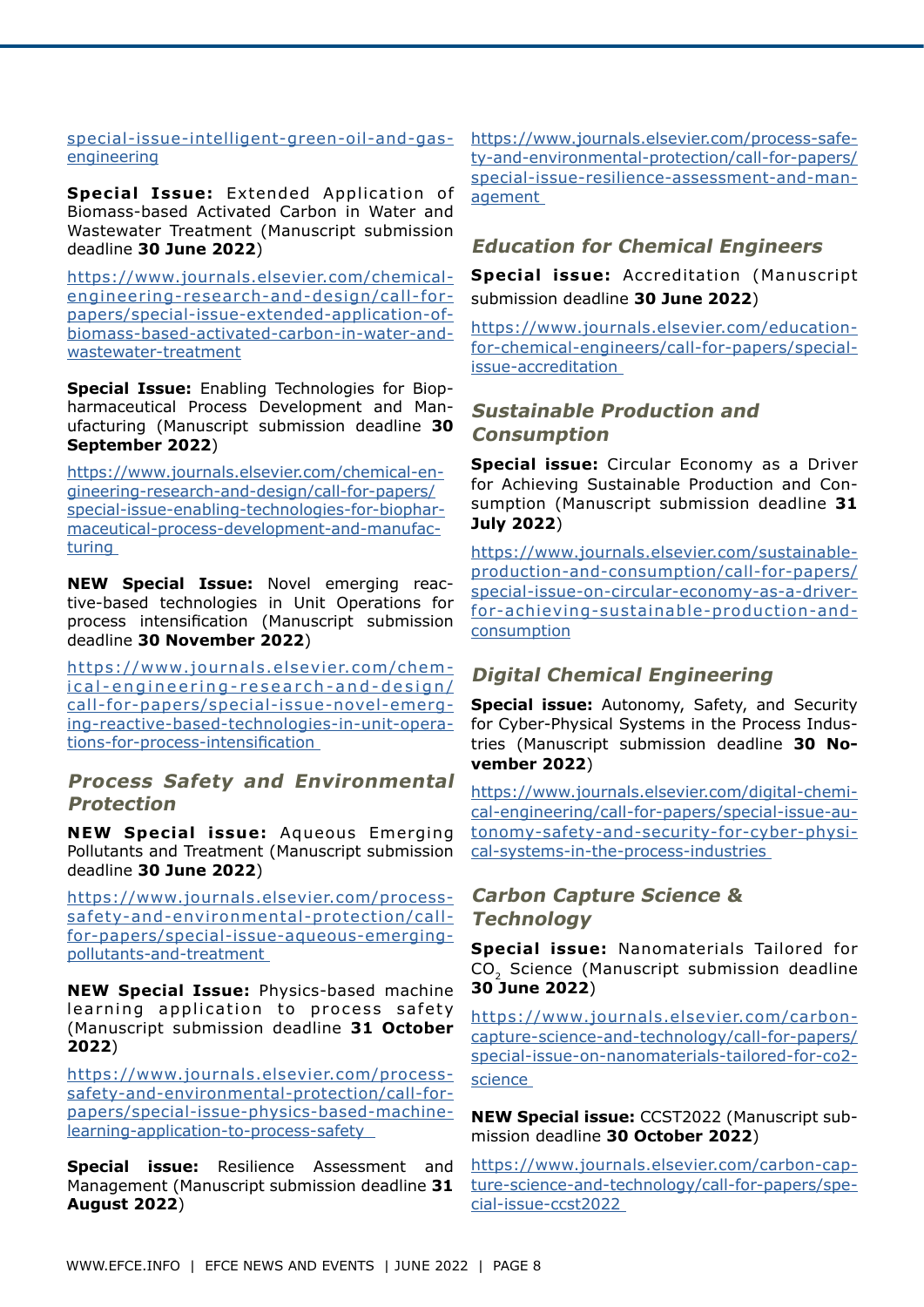special-issue-intelligent-green-oil-and-gas-engineering

**Special Issue:** Extended Application of Biomass-based Activated Carbon in Water and Wastewater Treatment (Manuscript submission deadline **30 June 2022**)

https://www.journals.elsevier.com/chemical-engineering-research-and-design/call-for-papers/special-issue-extended-application-of-biomass-based-activated-carbon-in-water-and-wastewater-treatment

**Special Issue:** Enabling Technologies for Biopharmaceutical Process Development and Manufacturing (Manuscript submission deadline **30 September 2022**)

https://www.journals.elsevier.com/chemical-engineering-research-and-design/call-for-papers/special-issue-enabling-technologies-for-biopharmaceutical-process-development-and-manufacturing

**NEW Special Issue:** Novel emerging reactive-based technologies in Unit Operations for process intensification (Manuscript submission deadline **30 November 2022**)

https://www.journals.elsevier.com/chemical-engineering-research-and-design/call-for-papers/special-issue-novel-emerging-reactive-based-technologies-in-unit-operations-for-process-intensification

## *Process Safety and Environmental Protection*

**NEW Special issue:** Aqueous Emerging Pollutants and Treatment (Manuscript submission deadline **30 June 2022**)

https://www.journals.elsevier.com/process-safety-and-environmental-protection/call-for-papers/special-issue-aqueous-emerging-pollutants-and-treatment

**NEW Special Issue:** Physics-based machine learning application to process safety (Manuscript submission deadline **31 October 2022**)

https://www.journals.elsevier.com/process-safety-and-environmental-protection/call-for-papers/special-issue-physics-based-machine-learning-application-to-process-safety

**Special issue:** Resilience Assessment and Management (Manuscript submission deadline **31 August 2022**)

https://www.journals.elsevier.com/process-safety-and-environmental-protection/call-for-papers/special-issue-resilience-assessment-and-management

## *Education for Chemical Engineers*

**Special issue:** Accreditation (Manuscript submission deadline **30 June 2022**)

https://www.journals.elsevier.com/education-for-chemical-engineers/call-for-papers/special-issue-accreditation

## *Sustainable Production and Consumption*

**Special issue:** Circular Economy as a Driver for Achieving Sustainable Production and Consumption (Manuscript submission deadline **31 July 2022**)

https://www.journals.elsevier.com/sustainable-production-and-consumption/call-for-papers/special-issue-on-circular-economy-as-a-driver-for-achieving-sustainable-production-and-consumption

## *Digital Chemical Engineering*

**Special issue:** Autonomy, Safety, and Security for Cyber-Physical Systems in the Process Industries (Manuscript submission deadline **30 November 2022**)

https://www.journals.elsevier.com/digital-chemical-engineering/call-for-papers/special-issue-autonomy-safety-and-security-for-cyber-physical-systems-in-the-process-industries

## *Carbon Capture Science & Technology*

**Special issue:** Nanomaterials Tailored for $CO_2$ Science (Manuscript submission deadline **30 June 2022**)

https://www.journals.elsevier.com/carbon-capture-science-and-technology/call-for-papers/special-issue-on-nanomaterials-tailored-for-co2-science

**NEW Special issue:** CCST2022 (Manuscript submission deadline **30 October 2022**)

https://www.journals.elsevier.com/carbon-capture-science-and-technology/call-for-papers/special-issue-ccst2022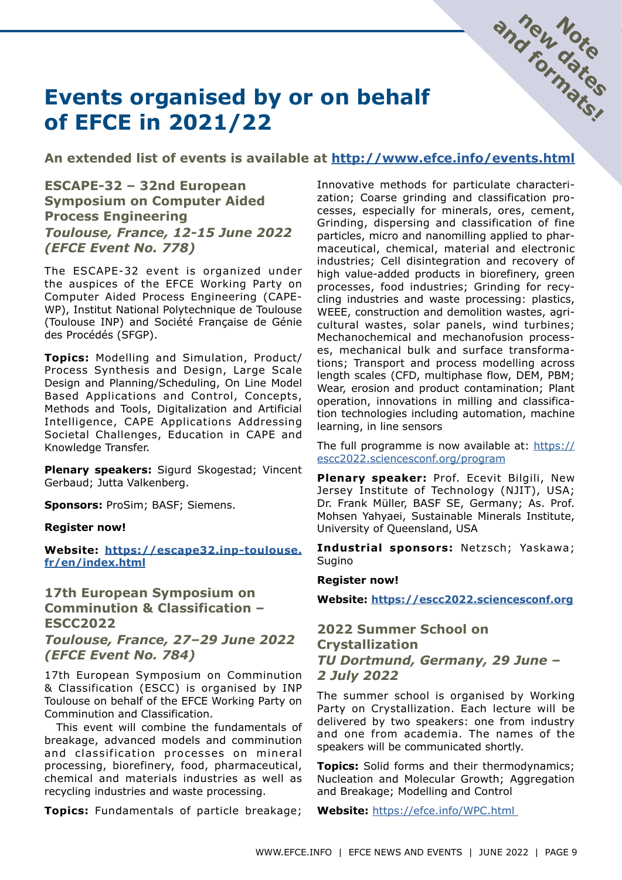Note new dates and formats!

# Events organised by or on behalf of EFCE in 2021/22

**An extended list of events is available at [http://www.efce.info/events.html](http://www.efce.info/events.html)**

## ESCAPE-32 – 32nd European Symposium on Computer Aided Process Engineering

### *Toulouse, France, 12-15 June 2022 (EFCE Event No. 778)*

The ESCAPE-32 event is organized under the auspices of the EFCE Working Party on Computer Aided Process Engineering (CAPE-WP), Institut National Polytechnique de Toulouse (Toulouse INP) and Société Française de Génie des Procédés (SFGP).

**Topics:** Modelling and Simulation, Product/Process Synthesis and Design, Large Scale Design and Planning/Scheduling, On Line Model Based Applications and Control, Concepts, Methods and Tools, Digitalization and Artificial Intelligence, CAPE Applications Addressing Societal Challenges, Education in CAPE and Knowledge Transfer.

**Plenary speakers:** Sigurd Skogestad; Vincent Gerbaud; Jutta Valkenberg.

**Sponsors:** ProSim; BASF; Siemens.

**Register now!**

**Website: [https://escape32.inp-toulouse.fr/en/index.html](https://escape32.inp-toulouse.fr/en/index.html)**

## 17th European Symposium on Comminution & Classification – ESCC2022

### *Toulouse, France, 27–29 June 2022 (EFCE Event No. 784)*

17th European Symposium on Comminution & Classification (ESCC) is organised by INP Toulouse on behalf of the EFCE Working Party on Comminution and Classification.

This event will combine the fundamentals of breakage, advanced models and comminution and classification processes on mineral processing, biorefinery, food, pharmaceutical, chemical and materials industries as well as recycling industries and waste processing.

**Topics:** Fundamentals of particle breakage; Innovative methods for particulate characterization; Coarse grinding and classification processes, especially for minerals, ores, cement, Grinding, dispersing and classification of fine particles, micro and nanomilling applied to pharmaceutical, chemical, material and electronic industries; Cell disintegration and recovery of high value-added products in biorefinery, green processes, food industries; Grinding for recycling industries and waste processing: plastics, WEEE, construction and demolition wastes, agricultural wastes, solar panels, wind turbines; Mechanochemical and mechanofusion processes, mechanical bulk and surface transformations; Transport and process modelling across length scales (CFD, multiphase flow, DEM, PBM; Wear, erosion and product contamination; Plant operation, innovations in milling and classification technologies including automation, machine learning, in line sensors

The full programme is now available at: [https://escc2022.sciencesconf.org/program](https://escc2022.sciencesconf.org/program)

**Plenary speaker:** Prof. Ecevit Bilgili, New Jersey Institute of Technology (NJIT), USA; Dr. Frank Müller, BASF SE, Germany; As. Prof. Mohsen Yahyaei, Sustainable Minerals Institute, University of Queensland, USA

**Industrial sponsors:** Netzsch; Yaskawa; Sugino

**Register now!**

**Website: [https://escc2022.sciencesconf.org](https://escc2022.sciencesconf.org)**

## 2022 Summer School on Crystallization

### *TU Dortmund, Germany, 29 June – 2 July 2022*

The summer school is organised by Working Party on Crystallization. Each lecture will be delivered by two speakers: one from industry and one from academia. The names of the speakers will be communicated shortly.

**Topics:** Solid forms and their thermodynamics; Nucleation and Molecular Growth; Aggregation and Breakage; Modelling and Control

**Website:** [https://efce.info/WPC.html](https://efce.info/WPC.html)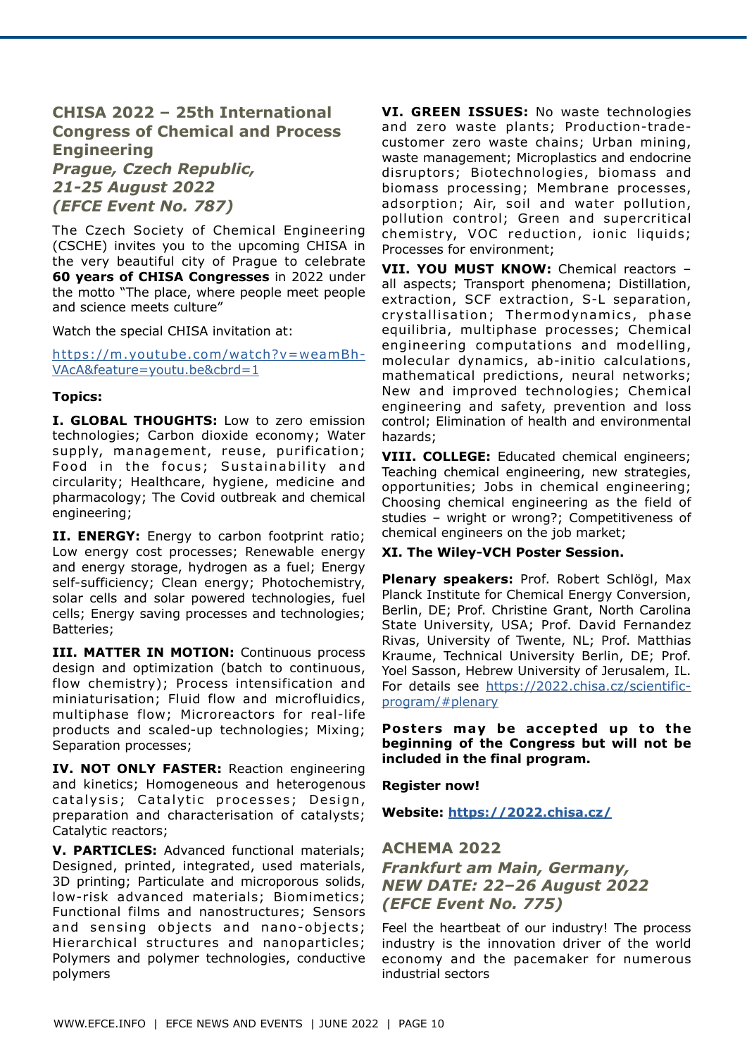## CHISA 2022 – 25th International Congress of Chemical and Process Engineering

### *Prague, Czech Republic, 21-25 August 2022 (EFCE Event No. 787)*

The Czech Society of Chemical Engineering (CSCHE) invites you to the upcoming CHISA in the very beautiful city of Prague to celebrate **60 years of CHISA Congresses** in 2022 under the motto "The place, where people meet people and science meets culture"

Watch the special CHISA invitation at:

https://m.youtube.com/watch?v=weamBh-VAcA&feature=youtu.be&cbrd=1

**Topics:**

**I. GLOBAL THOUGHTS:** Low to zero emission technologies; Carbon dioxide economy; Water supply, management, reuse, purification; Food in the focus; Sustainability and circularity; Healthcare, hygiene, medicine and pharmacology; The Covid outbreak and chemical engineering;

**II. ENERGY:** Energy to carbon footprint ratio; Low energy cost processes; Renewable energy and energy storage, hydrogen as a fuel; Energy self-sufficiency; Clean energy; Photochemistry, solar cells and solar powered technologies, fuel cells; Energy saving processes and technologies; Batteries;

**III. MATTER IN MOTION:** Continuous process design and optimization (batch to continuous, flow chemistry); Process intensification and miniaturisation; Fluid flow and microfluidics, multiphase flow; Microreactors for real-life products and scaled-up technologies; Mixing; Separation processes;

**IV. NOT ONLY FASTER:** Reaction engineering and kinetics; Homogeneous and heterogenous catalysis; Catalytic processes; Design, preparation and characterisation of catalysts; Catalytic reactors;

**V. PARTICLES:** Advanced functional materials; Designed, printed, integrated, used materials, 3D printing; Particulate and microporous solids, low-risk advanced materials; Biomimetics; Functional films and nanostructures; Sensors and sensing objects and nano-objects; Hierarchical structures and nanoparticles; Polymers and polymer technologies, conductive polymers

**VI. GREEN ISSUES:** No waste technologies and zero waste plants; Production-trade-customer zero waste chains; Urban mining, waste management; Microplastics and endocrine disruptors; Biotechnologies, biomass and biomass processing; Membrane processes, adsorption; Air, soil and water pollution, pollution control; Green and supercritical chemistry, VOC reduction, ionic liquids; Processes for environment;

**VII. YOU MUST KNOW:** Chemical reactors – all aspects; Transport phenomena; Distillation, extraction, SCF extraction, S-L separation, crystallisation; Thermodynamics, phase equilibria, multiphase processes; Chemical engineering computations and modelling, molecular dynamics, ab-initio calculations, mathematical predictions, neural networks; New and improved technologies; Chemical engineering and safety, prevention and loss control; Elimination of health and environmental hazards;

**VIII. COLLEGE:** Educated chemical engineers; Teaching chemical engineering, new strategies, opportunities; Jobs in chemical engineering; Choosing chemical engineering as the field of studies – wright or wrong?; Competitiveness of chemical engineers on the job market;

**XI. The Wiley-VCH Poster Session.**

**Plenary speakers:** Prof. Robert Schlögl, Max Planck Institute for Chemical Energy Conversion, Berlin, DE; Prof. Christine Grant, North Carolina State University, USA; Prof. David Fernandez Rivas, University of Twente, NL; Prof. Matthias Kraume, Technical University Berlin, DE; Prof. Yoel Sasson, Hebrew University of Jerusalem, IL. For details see https://2022.chisa.cz/scientific-program/#plenary

**Posters may be accepted up to the beginning of the Congress but will not be included in the final program.**

**Register now!**

**Website: https://2022.chisa.cz/**

## ACHEMA 2022

### *Frankfurt am Main, Germany, NEW DATE: 22–26 August 2022 (EFCE Event No. 775)*

Feel the heartbeat of our industry! The process industry is the innovation driver of the world economy and the pacemaker for numerous industrial sectors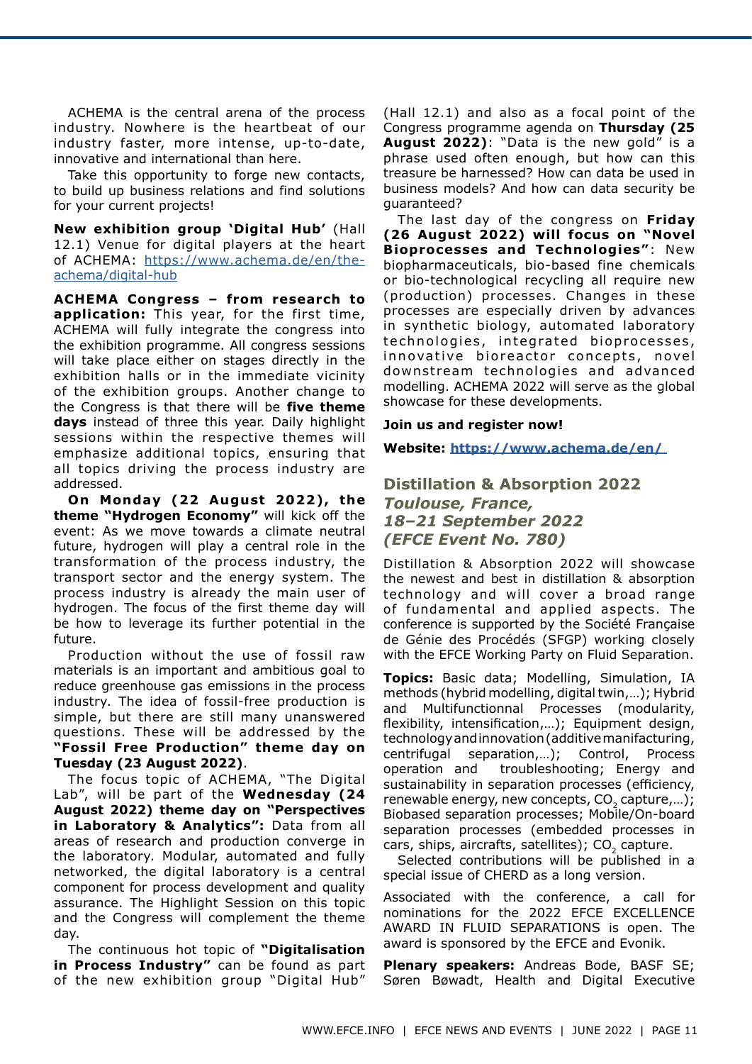ACHEMA is the central arena of the process industry. Nowhere is the heartbeat of our industry faster, more intense, up-to-date, innovative and international than here.

Take this opportunity to forge new contacts, to build up business relations and find solutions for your current projects!

**New exhibition group 'Digital Hub'** (Hall 12.1) Venue for digital players at the heart of ACHEMA: https://www.achema.de/en/the-achema/digital-hub

**ACHEMA Congress – from research to application:** This year, for the first time, ACHEMA will fully integrate the congress into the exhibition programme. All congress sessions will take place either on stages directly in the exhibition halls or in the immediate vicinity of the exhibition groups. Another change to the Congress is that there will be **five theme days** instead of three this year. Daily highlight sessions within the respective themes will emphasize additional topics, ensuring that all topics driving the process industry are addressed.

**On Monday (22 August 2022), the theme "Hydrogen Economy"** will kick off the event: As we move towards a climate neutral future, hydrogen will play a central role in the transformation of the process industry, the transport sector and the energy system. The process industry is already the main user of hydrogen. The focus of the first theme day will be how to leverage its further potential in the future.

Production without the use of fossil raw materials is an important and ambitious goal to reduce greenhouse gas emissions in the process industry. The idea of fossil-free production is simple, but there are still many unanswered questions. These will be addressed by the **"Fossil Free Production" theme day on Tuesday (23 August 2022)**.

The focus topic of ACHEMA, "The Digital Lab", will be part of the **Wednesday (24 August 2022) theme day on "Perspectives in Laboratory & Analytics":** Data from all areas of research and production converge in the laboratory. Modular, automated and fully networked, the digital laboratory is a central component for process development and quality assurance. The Highlight Session on this topic and the Congress will complement the theme day.

The continuous hot topic of **"Digitalisation in Process Industry"** can be found as part of the new exhibition group "Digital Hub" (Hall 12.1) and also as a focal point of the Congress programme agenda on **Thursday (25 August 2022)**: "Data is the new gold" is a phrase used often enough, but how can this treasure be harnessed? How can data be used in business models? And how can data security be guaranteed?

The last day of the congress on **Friday (26 August 2022) will focus on "Novel Bioprocesses and Technologies"**: New biopharmaceuticals, bio-based fine chemicals or bio-technological recycling all require new (production) processes. Changes in these processes are especially driven by advances in synthetic biology, automated laboratory technologies, integrated bioprocesses, innovative bioreactor concepts, novel downstream technologies and advanced modelling. ACHEMA 2022 will serve as the global showcase for these developments.

**Join us and register now!**

**Website: https://www.achema.de/en/**

## Distillation & Absorption 2022
### *Toulouse, France, 18–21 September 2022 (EFCE Event No. 780)*

Distillation & Absorption 2022 will showcase the newest and best in distillation & absorption technology and will cover a broad range of fundamental and applied aspects. The conference is supported by the Société Française de Génie des Procédés (SFGP) working closely with the EFCE Working Party on Fluid Separation.

**Topics:** Basic data; Modelling, Simulation, IA methods (hybrid modelling, digital twin,…); Hybrid and Multifunctionnal Processes (modularity, flexibility, intensification,…); Equipment design, technology and innovation (additive manufacturing, centrifugal separation,…); Control, Process operation and troubleshooting; Energy and sustainability in separation processes (efficiency, renewable energy, new concepts, $CO_2$ capture,…); Biobased separation processes; Mobile/On-board separation processes (embedded processes in cars, ships, aircrafts, satellites); $CO_2$ capture.

Selected contributions will be published in a special issue of CHERD as a long version.

Associated with the conference, a call for nominations for the 2022 EFCE EXCELLENCE AWARD IN FLUID SEPARATIONS is open. The award is sponsored by the EFCE and Evonik.

**Plenary speakers:** Andreas Bode, BASF SE; Søren Bøwadt, Health and Digital Executive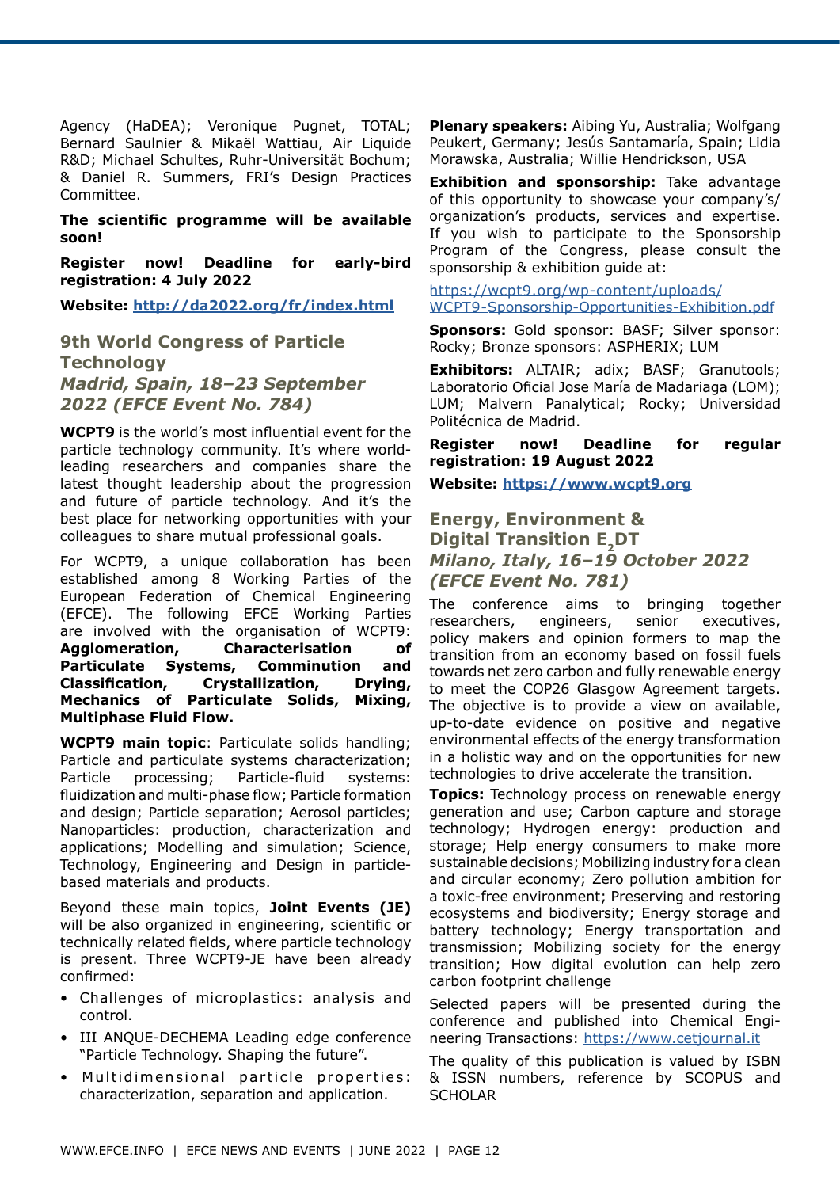Agency (HaDEA); Veronique Pugnet, TOTAL; Bernard Saulnier & Mikaël Wattiau, Air Liquide R&D; Michael Schultes, Ruhr-Universität Bochum; & Daniel R. Summers, FRI's Design Practices Committee.

**The scientific programme will be available soon!**

**Register now! Deadline for early-bird registration: 4 July 2022**

**Website: [http://da2022.org/fr/index.html](http://da2022.org/fr/index.html)**

## 9th World Congress of Particle Technology

### *Madrid, Spain, 18–23 September 2022 (EFCE Event No. 784)*

**WCPT9** is the world's most influential event for the particle technology community. It's where world-leading researchers and companies share the latest thought leadership about the progression and future of particle technology. And it's the best place for networking opportunities with your colleagues to share mutual professional goals.

For WCPT9, a unique collaboration has been established among 8 Working Parties of the European Federation of Chemical Engineering (EFCE). The following EFCE Working Parties are involved with the organisation of WCPT9: **Agglomeration, Characterisation of Particulate Systems, Comminution and Classification, Crystallization, Drying, Mechanics of Particulate Solids, Mixing, Multiphase Fluid Flow.**

**WCPT9 main topic**: Particulate solids handling; Particle and particulate systems characterization; Particle processing; Particle-fluid systems: fluidization and multi-phase flow; Particle formation and design; Particle separation; Aerosol particles; Nanoparticles: production, characterization and applications; Modelling and simulation; Science, Technology, Engineering and Design in particle-based materials and products.

Beyond these main topics, **Joint Events (JE)** will be also organized in engineering, scientific or technically related fields, where particle technology is present. Three WCPT9-JE have been already confirmed:

- Challenges of microplastics: analysis and control.
- III ANQUE-DECHEMA Leading edge conference "Particle Technology. Shaping the future".
- Multidimensional particle properties: characterization, separation and application.

**Plenary speakers:** Aibing Yu, Australia; Wolfgang Peukert, Germany; Jesús Santamaría, Spain; Lidia Morawska, Australia; Willie Hendrickson, USA

**Exhibition and sponsorship:** Take advantage of this opportunity to showcase your company's/organization's products, services and expertise. If you wish to participate to the Sponsorship Program of the Congress, please consult the sponsorship & exhibition guide at:

[https://wcpt9.org/wp-content/uploads/WCPT9-Sponsorship-Opportunities-Exhibition.pdf](https://wcpt9.org/wp-content/uploads/WCPT9-Sponsorship-Opportunities-Exhibition.pdf)

**Sponsors:** Gold sponsor: BASF; Silver sponsor: Rocky; Bronze sponsors: ASPHERIX; LUM

**Exhibitors:** ALTAIR; adix; BASF; Granutools; Laboratorio Oficial Jose María de Madariaga (LOM); LUM; Malvern Panalytical; Rocky; Universidad Politécnica de Madrid.

**Register now! Deadline for regular registration: 19 August 2022**

**Website: [https://www.wcpt9.org](https://www.wcpt9.org)**

## Energy, Environment & Digital Transition $E_2DT$

### *Milano, Italy, 16–19 October 2022 (EFCE Event No. 781)*

The conference aims to bringing together researchers, engineers, senior executives, policy makers and opinion formers to map the transition from an economy based on fossil fuels towards net zero carbon and fully renewable energy to meet the COP26 Glasgow Agreement targets. The objective is to provide a view on available, up-to-date evidence on positive and negative environmental effects of the energy transformation in a holistic way and on the opportunities for new technologies to drive accelerate the transition.

**Topics:** Technology process on renewable energy generation and use; Carbon capture and storage technology; Hydrogen energy: production and storage; Help energy consumers to make more sustainable decisions; Mobilizing industry for a clean and circular economy; Zero pollution ambition for a toxic-free environment; Preserving and restoring ecosystems and biodiversity; Energy storage and battery technology; Energy transportation and transmission; Mobilizing society for the energy transition; How digital evolution can help zero carbon footprint challenge

Selected papers will be presented during the conference and published into Chemical Engineering Transactions: [https://www.cetjournal.it](https://www.cetjournal.it)

The quality of this publication is valued by ISBN & ISSN numbers, reference by SCOPUS and SCHOLAR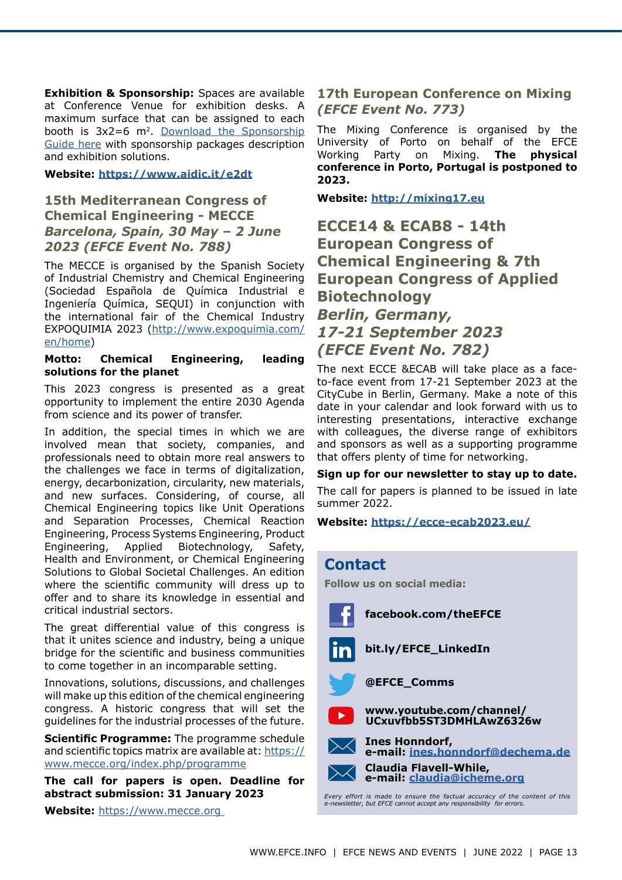**Exhibition & Sponsorship:** Spaces are available at Conference Venue for exhibition desks. A maximum surface that can be assigned to each booth is 3x2=6 $m^2$. Download the Sponsorship Guide here with sponsorship packages description and exhibition solutions.

**Website: https://www.aidic.it/e2dt**

## 15th Mediterranean Congress of Chemical Engineering - MECCE

### *Barcelona, Spain, 30 May – 2 June 2023 (EFCE Event No. 788)*

The MECCE is organised by the Spanish Society of Industrial Chemistry and Chemical Engineering (Sociedad Española de Química Industrial e Ingeniería Química, SEQUI) in conjunction with the international fair of the Chemical Industry EXPOQUIMIA 2023 (http://www.expoquimia.com/en/home)

**Motto: Chemical Engineering, leading solutions for the planet**

This 2023 congress is presented as a great opportunity to implement the entire 2030 Agenda from science and its power of transfer.

In addition, the special times in which we are involved mean that society, companies, and professionals need to obtain more real answers to the challenges we face in terms of digitalization, energy, decarbonization, circularity, new materials, and new surfaces. Considering, of course, all Chemical Engineering topics like Unit Operations and Separation Processes, Chemical Reaction Engineering, Process Systems Engineering, Product Engineering, Applied Biotechnology, Safety, Health and Environment, or Chemical Engineering Solutions to Global Societal Challenges. An edition where the scientific community will dress up to offer and to share its knowledge in essential and critical industrial sectors.

The great differential value of this congress is that it unites science and industry, being a unique bridge for the scientific and business communities to come together in an incomparable setting.

Innovations, solutions, discussions, and challenges will make up this edition of the chemical engineering congress. A historic congress that will set the guidelines for the industrial processes of the future.

**Scientific Programme:** The programme schedule and scientific topics matrix are available at: https://www.mecce.org/index.php/programme

**The call for papers is open. Deadline for abstract submission: 31 January 2023**

**Website:** https://www.mecce.org

## 17th European Conference on Mixing

### *(EFCE Event No. 773)*

The Mixing Conference is organised by the University of Porto on behalf of the EFCE Working Party on Mixing. **The physical conference in Porto, Portugal is postponed to 2023.**

**Website: http://mixing17.eu**

## ECCE14 & ECAB8 - 14th European Congress of Chemical Engineering & 7th European Congress of Applied Biotechnology

### *Berlin, Germany, 17-21 September 2023 (EFCE Event No. 782)*

The next ECCE &ECAB will take place as a face-to-face event from 17-21 September 2023 at the CityCube in Berlin, Germany. Make a note of this date in your calendar and look forward with us to interesting presentations, interactive exchange with colleagues, the diverse range of exhibitors and sponsors as well as a supporting programme that offers plenty of time for networking.

**Sign up for our newsletter to stay up to date.**

The call for papers is planned to be issued in late summer 2022.

**Website: https://ecce-ecab2023.eu/**

## Contact

**Follow us on social media:**

**facebook.com/theEFCE**

**bit.ly/EFCE_LinkedIn**

**@EFCE_Comms**

**www.youtube.com/channel/UCxuvfbb5ST3DMHLAwZ6326w**

**Ines Honndorf,**
**e-mail: ines.honndorf@dechema.de**

**Claudia Flavell-While,**
**e-mail: claudia@icheme.org**

*Every effort is made to ensure the factual accuracy of the content of this e-newsletter, but EFCE cannot accept any responsibility for errors.*